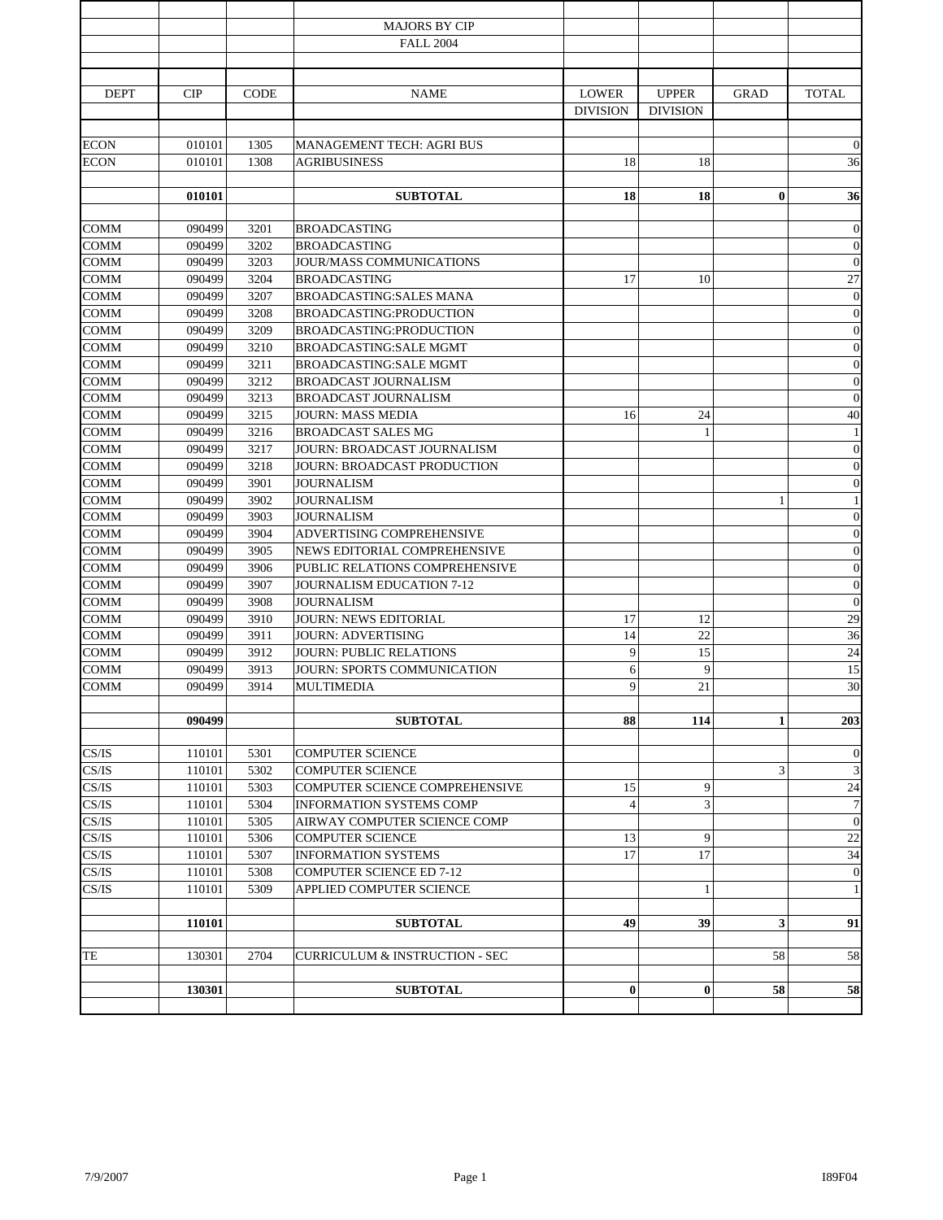# MAJORS BY CIP

## FALL 2004

| DEPT | CIP | CODE | NAME | LOWER DIVISION | UPPER DIVISION | GRAD | TOTAL |
|---|---|---|---|---|---|---|---|
| ECON | 010101 | 1305 | MANAGEMENT TECH: AGRI BUS | | | | 0 |
| ECON | 010101 | 1308 | AGRIBUSINESS | 18 | 18 | | 36 |
| | **010101** | | **SUBTOTAL** | **18** | **18** | **0** | **36** |
| COMM | 090499 | 3201 | BROADCASTING | | | | 0 |
| COMM | 090499 | 3202 | BROADCASTING | | | | 0 |
| COMM | 090499 | 3203 | JOUR/MASS COMMUNICATIONS | | | | 0 |
| COMM | 090499 | 3204 | BROADCASTING | 17 | 10 | | 27 |
| COMM | 090499 | 3207 | BROADCASTING:SALES MANA | | | | 0 |
| COMM | 090499 | 3208 | BROADCASTING:PRODUCTION | | | | 0 |
| COMM | 090499 | 3209 | BROADCASTING:PRODUCTION | | | | 0 |
| COMM | 090499 | 3210 | BROADCASTING:SALE MGMT | | | | 0 |
| COMM | 090499 | 3211 | BROADCASTING:SALE MGMT | | | | 0 |
| COMM | 090499 | 3212 | BROADCAST JOURNALISM | | | | 0 |
| COMM | 090499 | 3213 | BROADCAST JOURNALISM | | | | 0 |
| COMM | 090499 | 3215 | JOURN: MASS MEDIA | 16 | 24 | | 40 |
| COMM | 090499 | 3216 | BROADCAST SALES MG | | 1 | | 1 |
| COMM | 090499 | 3217 | JOURN: BROADCAST JOURNALISM | | | | 0 |
| COMM | 090499 | 3218 | JOURN: BROADCAST PRODUCTION | | | | 0 |
| COMM | 090499 | 3901 | JOURNALISM | | | | 0 |
| COMM | 090499 | 3902 | JOURNALISM | | | 1 | 1 |
| COMM | 090499 | 3903 | JOURNALISM | | | | 0 |
| COMM | 090499 | 3904 | ADVERTISING COMPREHENSIVE | | | | 0 |
| COMM | 090499 | 3905 | NEWS EDITORIAL COMPREHENSIVE | | | | 0 |
| COMM | 090499 | 3906 | PUBLIC RELATIONS COMPREHENSIVE | | | | 0 |
| COMM | 090499 | 3907 | JOURNALISM EDUCATION 7-12 | | | | 0 |
| COMM | 090499 | 3908 | JOURNALISM | | | | 0 |
| COMM | 090499 | 3910 | JOURN: NEWS EDITORIAL | 17 | 12 | | 29 |
| COMM | 090499 | 3911 | JOURN: ADVERTISING | 14 | 22 | | 36 |
| COMM | 090499 | 3912 | JOURN: PUBLIC RELATIONS | 9 | 15 | | 24 |
| COMM | 090499 | 3913 | JOURN: SPORTS COMMUNICATION | 6 | 9 | | 15 |
| COMM | 090499 | 3914 | MULTIMEDIA | 9 | 21 | | 30 |
| | **090499** | | **SUBTOTAL** | **88** | **114** | **1** | **203** |
| CS/IS | 110101 | 5301 | COMPUTER SCIENCE | | | | 0 |
| CS/IS | 110101 | 5302 | COMPUTER SCIENCE | | | 3 | 3 |
| CS/IS | 110101 | 5303 | COMPUTER SCIENCE COMPREHENSIVE | 15 | 9 | | 24 |
| CS/IS | 110101 | 5304 | INFORMATION SYSTEMS COMP | 4 | 3 | | 7 |
| CS/IS | 110101 | 5305 | AIRWAY COMPUTER SCIENCE COMP | | | | 0 |
| CS/IS | 110101 | 5306 | COMPUTER SCIENCE | 13 | 9 | | 22 |
| CS/IS | 110101 | 5307 | INFORMATION SYSTEMS | 17 | 17 | | 34 |
| CS/IS | 110101 | 5308 | COMPUTER SCIENCE ED 7-12 | | | | 0 |
| CS/IS | 110101 | 5309 | APPLIED COMPUTER SCIENCE | | 1 | | 1 |
| | **110101** | | **SUBTOTAL** | **49** | **39** | **3** | **91** |
| TE | 130301 | 2704 | CURRICULUM & INSTRUCTION - SEC | | | 58 | 58 |
| | **130301** | | **SUBTOTAL** | **0** | **0** | **58** | **58** |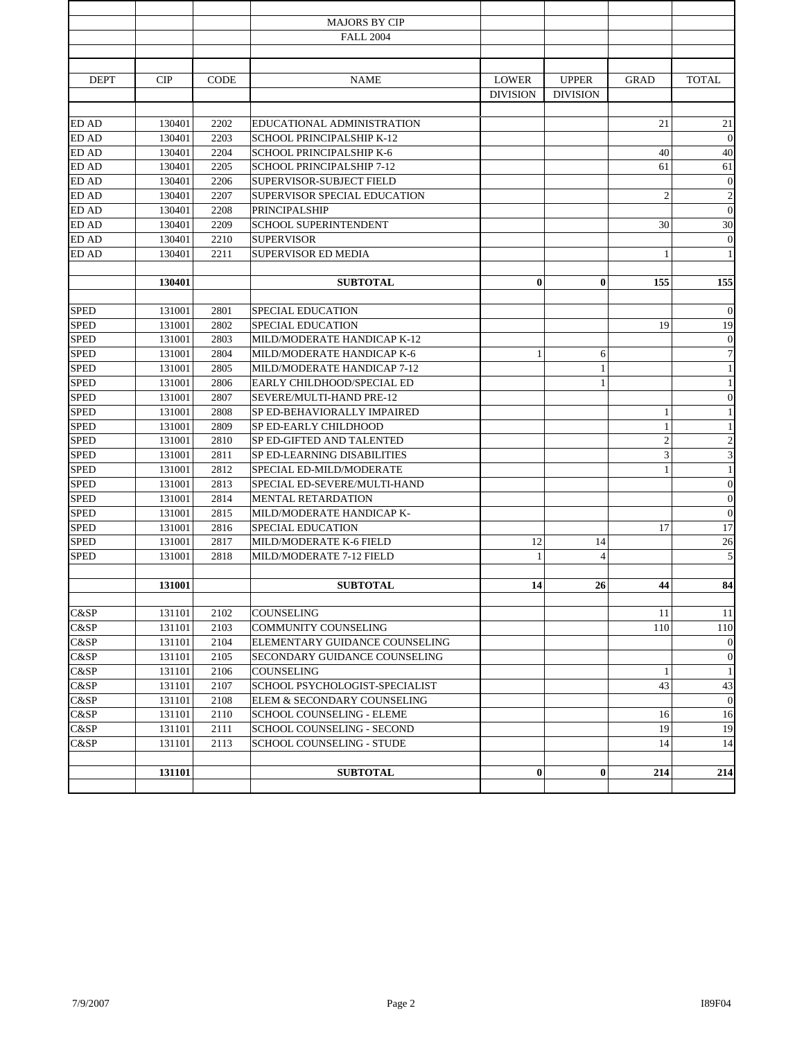MAJORS BY CIP

FALL 2004

| DEPT | CIP | CODE | NAME | LOWER DIVISION | UPPER DIVISION | GRAD | TOTAL |
|---|---|---|---|---|---|---|---|
| ED AD | 130401 | 2202 | EDUCATIONAL ADMINISTRATION | | | 21 | 21 |
| ED AD | 130401 | 2203 | SCHOOL PRINCIPALSHIP K-12 | | | | 0 |
| ED AD | 130401 | 2204 | SCHOOL PRINCIPALSHIP K-6 | | | 40 | 40 |
| ED AD | 130401 | 2205 | SCHOOL PRINCIPALSHIP 7-12 | | | 61 | 61 |
| ED AD | 130401 | 2206 | SUPERVISOR-SUBJECT FIELD | | | | 0 |
| ED AD | 130401 | 2207 | SUPERVISOR SPECIAL EDUCATION | | | 2 | 2 |
| ED AD | 130401 | 2208 | PRINCIPALSHIP | | | | 0 |
| ED AD | 130401 | 2209 | SCHOOL SUPERINTENDENT | | | 30 | 30 |
| ED AD | 130401 | 2210 | SUPERVISOR | | | | 0 |
| ED AD | 130401 | 2211 | SUPERVISOR ED MEDIA | | | 1 | 1 |
| | **130401** | | **SUBTOTAL** | **0** | **0** | **155** | **155** |
| SPED | 131001 | 2801 | SPECIAL EDUCATION | | | | 0 |
| SPED | 131001 | 2802 | SPECIAL EDUCATION | | | 19 | 19 |
| SPED | 131001 | 2803 | MILD/MODERATE HANDICAP K-12 | | | | 0 |
| SPED | 131001 | 2804 | MILD/MODERATE HANDICAP K-6 | 1 | 6 | | 7 |
| SPED | 131001 | 2805 | MILD/MODERATE HANDICAP 7-12 | | 1 | | 1 |
| SPED | 131001 | 2806 | EARLY CHILDHOOD/SPECIAL ED | | 1 | | 1 |
| SPED | 131001 | 2807 | SEVERE/MULTI-HAND PRE-12 | | | | 0 |
| SPED | 131001 | 2808 | SP ED-BEHAVIORALLY IMPAIRED | | | 1 | 1 |
| SPED | 131001 | 2809 | SP ED-EARLY CHILDHOOD | | | 1 | 1 |
| SPED | 131001 | 2810 | SP ED-GIFTED AND TALENTED | | | 2 | 2 |
| SPED | 131001 | 2811 | SP ED-LEARNING DISABILITIES | | | 3 | 3 |
| SPED | 131001 | 2812 | SPECIAL ED-MILD/MODERATE | | | 1 | 1 |
| SPED | 131001 | 2813 | SPECIAL ED-SEVERE/MULTI-HAND | | | | 0 |
| SPED | 131001 | 2814 | MENTAL RETARDATION | | | | 0 |
| SPED | 131001 | 2815 | MILD/MODERATE HANDICAP K- | | | | 0 |
| SPED | 131001 | 2816 | SPECIAL EDUCATION | | | 17 | 17 |
| SPED | 131001 | 2817 | MILD/MODERATE K-6 FIELD | 12 | 14 | | 26 |
| SPED | 131001 | 2818 | MILD/MODERATE 7-12 FIELD | 1 | 4 | | 5 |
| | **131001** | | **SUBTOTAL** | **14** | **26** | **44** | **84** |
| C&SP | 131101 | 2102 | COUNSELING | | | 11 | 11 |
| C&SP | 131101 | 2103 | COMMUNITY COUNSELING | | | 110 | 110 |
| C&SP | 131101 | 2104 | ELEMENTARY GUIDANCE COUNSELING | | | | 0 |
| C&SP | 131101 | 2105 | SECONDARY GUIDANCE COUNSELING | | | | 0 |
| C&SP | 131101 | 2106 | COUNSELING | | | 1 | 1 |
| C&SP | 131101 | 2107 | SCHOOL PSYCHOLOGIST-SPECIALIST | | | 43 | 43 |
| C&SP | 131101 | 2108 | ELEM & SECONDARY COUNSELING | | | | 0 |
| C&SP | 131101 | 2110 | SCHOOL COUNSELING - ELEME | | | 16 | 16 |
| C&SP | 131101 | 2111 | SCHOOL COUNSELING - SECOND | | | 19 | 19 |
| C&SP | 131101 | 2113 | SCHOOL COUNSELING - STUDE | | | 14 | 14 |
| | **131101** | | **SUBTOTAL** | **0** | **0** | **214** | **214** |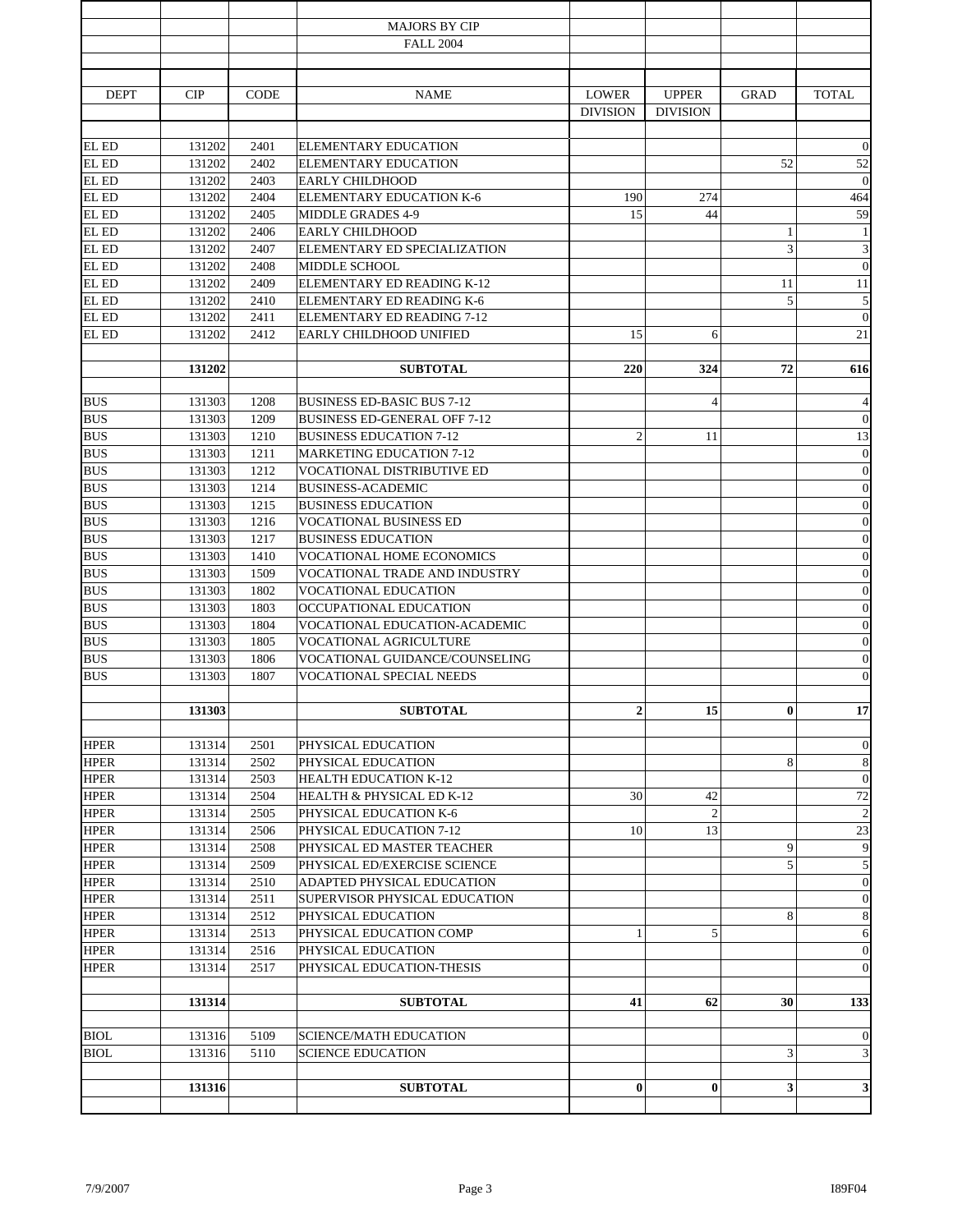MAJORS BY CIP

FALL 2004

| DEPT | CIP | CODE | NAME | LOWER DIVISION | UPPER DIVISION | GRAD | TOTAL |
|---|---|---|---|---|---|---|---|
| EL ED | 131202 | 2401 | ELEMENTARY EDUCATION | | | | 0 |
| EL ED | 131202 | 2402 | ELEMENTARY EDUCATION | | | 52 | 52 |
| EL ED | 131202 | 2403 | EARLY CHILDHOOD | | | | 0 |
| EL ED | 131202 | 2404 | ELEMENTARY EDUCATION K-6 | 190 | 274 | | 464 |
| EL ED | 131202 | 2405 | MIDDLE GRADES 4-9 | 15 | 44 | | 59 |
| EL ED | 131202 | 2406 | EARLY CHILDHOOD | | | 1 | 1 |
| EL ED | 131202 | 2407 | ELEMENTARY ED SPECIALIZATION | | | 3 | 3 |
| EL ED | 131202 | 2408 | MIDDLE SCHOOL | | | | 0 |
| EL ED | 131202 | 2409 | ELEMENTARY ED READING K-12 | | | 11 | 11 |
| EL ED | 131202 | 2410 | ELEMENTARY ED READING K-6 | | | 5 | 5 |
| EL ED | 131202 | 2411 | ELEMENTARY ED READING 7-12 | | | | 0 |
| EL ED | 131202 | 2412 | EARLY CHILDHOOD UNIFIED | 15 | 6 | | 21 |
| | **131202** | | **SUBTOTAL** | **220** | **324** | **72** | **616** |
| BUS | 131303 | 1208 | BUSINESS ED-BASIC BUS 7-12 | | 4 | | 4 |
| BUS | 131303 | 1209 | BUSINESS ED-GENERAL OFF 7-12 | | | | 0 |
| BUS | 131303 | 1210 | BUSINESS EDUCATION 7-12 | 2 | 11 | | 13 |
| BUS | 131303 | 1211 | MARKETING EDUCATION 7-12 | | | | 0 |
| BUS | 131303 | 1212 | VOCATIONAL DISTRIBUTIVE ED | | | | 0 |
| BUS | 131303 | 1214 | BUSINESS-ACADEMIC | | | | 0 |
| BUS | 131303 | 1215 | BUSINESS EDUCATION | | | | 0 |
| BUS | 131303 | 1216 | VOCATIONAL BUSINESS ED | | | | 0 |
| BUS | 131303 | 1217 | BUSINESS EDUCATION | | | | 0 |
| BUS | 131303 | 1410 | VOCATIONAL HOME ECONOMICS | | | | 0 |
| BUS | 131303 | 1509 | VOCATIONAL TRADE AND INDUSTRY | | | | 0 |
| BUS | 131303 | 1802 | VOCATIONAL EDUCATION | | | | 0 |
| BUS | 131303 | 1803 | OCCUPATIONAL EDUCATION | | | | 0 |
| BUS | 131303 | 1804 | VOCATIONAL EDUCATION-ACADEMIC | | | | 0 |
| BUS | 131303 | 1805 | VOCATIONAL AGRICULTURE | | | | 0 |
| BUS | 131303 | 1806 | VOCATIONAL GUIDANCE/COUNSELING | | | | 0 |
| BUS | 131303 | 1807 | VOCATIONAL SPECIAL NEEDS | | | | 0 |
| | **131303** | | **SUBTOTAL** | **2** | **15** | **0** | **17** |
| HPER | 131314 | 2501 | PHYSICAL EDUCATION | | | | 0 |
| HPER | 131314 | 2502 | PHYSICAL EDUCATION | | | 8 | 8 |
| HPER | 131314 | 2503 | HEALTH EDUCATION K-12 | | | | 0 |
| HPER | 131314 | 2504 | HEALTH & PHYSICAL ED K-12 | 30 | 42 | | 72 |
| HPER | 131314 | 2505 | PHYSICAL EDUCATION K-6 | | 2 | | 2 |
| HPER | 131314 | 2506 | PHYSICAL EDUCATION 7-12 | 10 | 13 | | 23 |
| HPER | 131314 | 2508 | PHYSICAL ED MASTER TEACHER | | | 9 | 9 |
| HPER | 131314 | 2509 | PHYSICAL ED/EXERCISE SCIENCE | | | 5 | 5 |
| HPER | 131314 | 2510 | ADAPTED PHYSICAL EDUCATION | | | | 0 |
| HPER | 131314 | 2511 | SUPERVISOR PHYSICAL EDUCATION | | | | 0 |
| HPER | 131314 | 2512 | PHYSICAL EDUCATION | | | 8 | 8 |
| HPER | 131314 | 2513 | PHYSICAL EDUCATION COMP | 1 | 5 | | 6 |
| HPER | 131314 | 2516 | PHYSICAL EDUCATION | | | | 0 |
| HPER | 131314 | 2517 | PHYSICAL EDUCATION-THESIS | | | | 0 |
| | **131314** | | **SUBTOTAL** | **41** | **62** | **30** | **133** |
| BIOL | 131316 | 5109 | SCIENCE/MATH EDUCATION | | | | 0 |
| BIOL | 131316 | 5110 | SCIENCE EDUCATION | | | 3 | 3 |
| | **131316** | | **SUBTOTAL** | **0** | **0** | **3** | **3** |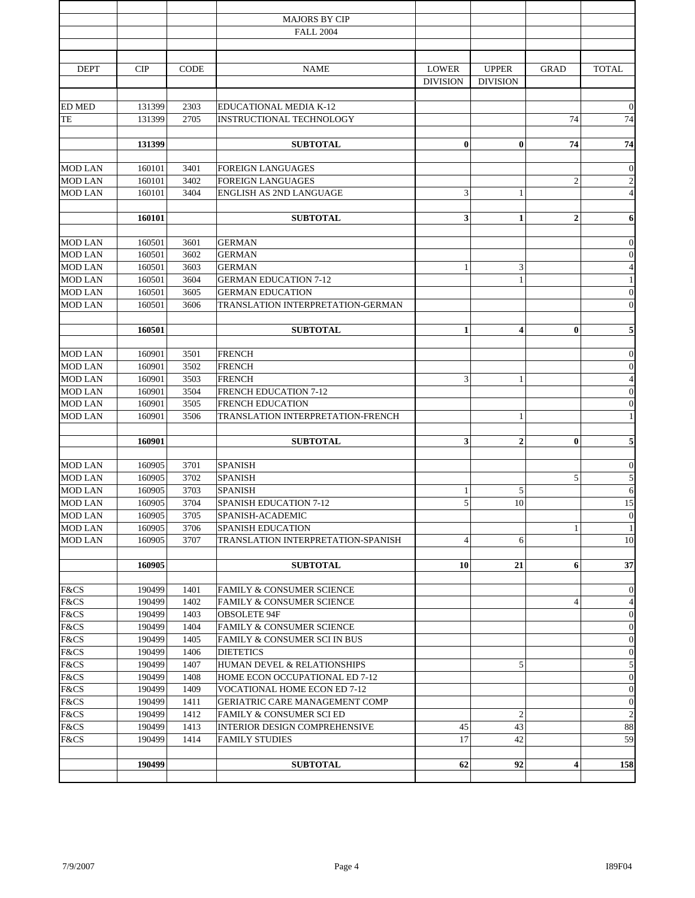MAJORS BY CIP

FALL 2004

| DEPT | CIP | CODE | NAME | LOWER DIVISION | UPPER DIVISION | GRAD | TOTAL |
|---|---|---|---|---|---|---|---|
| ED MED | 131399 | 2303 | EDUCATIONAL MEDIA K-12 | | | | 0 |
| TE | 131399 | 2705 | INSTRUCTIONAL TECHNOLOGY | | | 74 | 74 |
| | **131399** | | **SUBTOTAL** | **0** | **0** | **74** | **74** |
| MOD LAN | 160101 | 3401 | FOREIGN LANGUAGES | | | | 0 |
| MOD LAN | 160101 | 3402 | FOREIGN LANGUAGES | | | 2 | 2 |
| MOD LAN | 160101 | 3404 | ENGLISH AS 2ND LANGUAGE | 3 | 1 | | 4 |
| | **160101** | | **SUBTOTAL** | **3** | **1** | **2** | **6** |
| MOD LAN | 160501 | 3601 | GERMAN | | | | 0 |
| MOD LAN | 160501 | 3602 | GERMAN | | | | 0 |
| MOD LAN | 160501 | 3603 | GERMAN | 1 | 3 | | 4 |
| MOD LAN | 160501 | 3604 | GERMAN EDUCATION 7-12 | | 1 | | 1 |
| MOD LAN | 160501 | 3605 | GERMAN EDUCATION | | | | 0 |
| MOD LAN | 160501 | 3606 | TRANSLATION INTERPRETATION-GERMAN | | | | 0 |
| | **160501** | | **SUBTOTAL** | **1** | **4** | **0** | **5** |
| MOD LAN | 160901 | 3501 | FRENCH | | | | 0 |
| MOD LAN | 160901 | 3502 | FRENCH | | | | 0 |
| MOD LAN | 160901 | 3503 | FRENCH | 3 | 1 | | 4 |
| MOD LAN | 160901 | 3504 | FRENCH EDUCATION 7-12 | | | | 0 |
| MOD LAN | 160901 | 3505 | FRENCH EDUCATION | | | | 0 |
| MOD LAN | 160901 | 3506 | TRANSLATION INTERPRETATION-FRENCH | | 1 | | 1 |
| | **160901** | | **SUBTOTAL** | **3** | **2** | **0** | **5** |
| MOD LAN | 160905 | 3701 | SPANISH | | | | 0 |
| MOD LAN | 160905 | 3702 | SPANISH | | | 5 | 5 |
| MOD LAN | 160905 | 3703 | SPANISH | 1 | 5 | | 6 |
| MOD LAN | 160905 | 3704 | SPANISH EDUCATION 7-12 | 5 | 10 | | 15 |
| MOD LAN | 160905 | 3705 | SPANISH-ACADEMIC | | | | 0 |
| MOD LAN | 160905 | 3706 | SPANISH EDUCATION | | | 1 | 1 |
| MOD LAN | 160905 | 3707 | TRANSLATION INTERPRETATION-SPANISH | 4 | 6 | | 10 |
| | **160905** | | **SUBTOTAL** | **10** | **21** | **6** | **37** |
| F&CS | 190499 | 1401 | FAMILY & CONSUMER SCIENCE | | | | 0 |
| F&CS | 190499 | 1402 | FAMILY & CONSUMER SCIENCE | | | 4 | 4 |
| F&CS | 190499 | 1403 | OBSOLETE 94F | | | | 0 |
| F&CS | 190499 | 1404 | FAMILY & CONSUMER SCIENCE | | | | 0 |
| F&CS | 190499 | 1405 | FAMILY & CONSUMER SCI IN BUS | | | | 0 |
| F&CS | 190499 | 1406 | DIETETICS | | | | 0 |
| F&CS | 190499 | 1407 | HUMAN DEVEL & RELATIONSHIPS | | 5 | | 5 |
| F&CS | 190499 | 1408 | HOME ECON OCCUPATIONAL ED 7-12 | | | | 0 |
| F&CS | 190499 | 1409 | VOCATIONAL HOME ECON ED 7-12 | | | | 0 |
| F&CS | 190499 | 1411 | GERIATRIC CARE MANAGEMENT COMP | | | | 0 |
| F&CS | 190499 | 1412 | FAMILY & CONSUMER SCI ED | | 2 | | 2 |
| F&CS | 190499 | 1413 | INTERIOR DESIGN COMPREHENSIVE | 45 | 43 | | 88 |
| F&CS | 190499 | 1414 | FAMILY STUDIES | 17 | 42 | | 59 |
| | **190499** | | **SUBTOTAL** | **62** | **92** | **4** | **158** |

7/9/2007 I89F04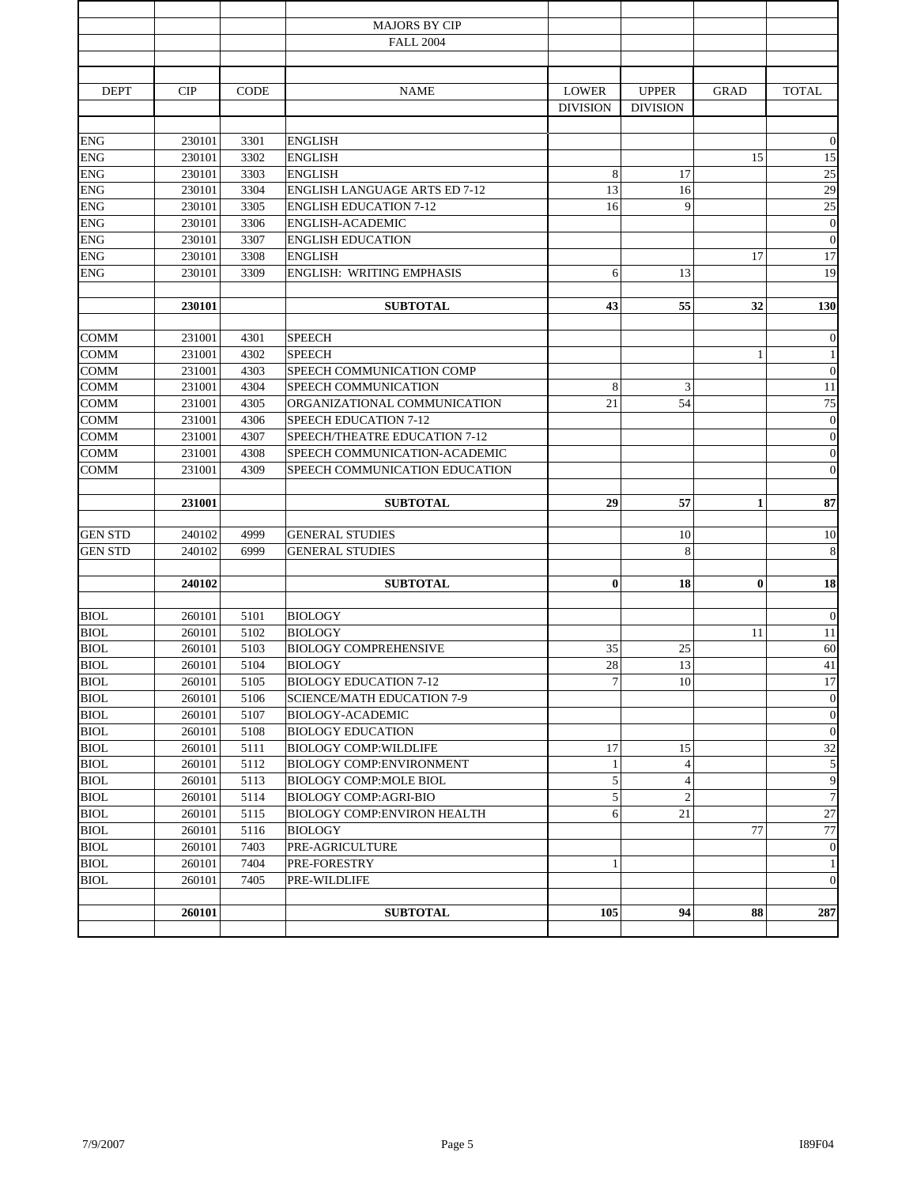MAJORS BY CIP

FALL 2004

| DEPT | CIP | CODE | NAME | LOWER DIVISION | UPPER DIVISION | GRAD | TOTAL |
|---|---|---|---|---|---|---|---|
| ENG | 230101 | 3301 | ENGLISH | | | | 0 |
| ENG | 230101 | 3302 | ENGLISH | | | 15 | 15 |
| ENG | 230101 | 3303 | ENGLISH | 8 | 17 | | 25 |
| ENG | 230101 | 3304 | ENGLISH LANGUAGE ARTS ED 7-12 | 13 | 16 | | 29 |
| ENG | 230101 | 3305 | ENGLISH EDUCATION 7-12 | 16 | 9 | | 25 |
| ENG | 230101 | 3306 | ENGLISH-ACADEMIC | | | | 0 |
| ENG | 230101 | 3307 | ENGLISH EDUCATION | | | | 0 |
| ENG | 230101 | 3308 | ENGLISH | | | 17 | 17 |
| ENG | 230101 | 3309 | ENGLISH: WRITING EMPHASIS | 6 | 13 | | 19 |
| | **230101** | | **SUBTOTAL** | **43** | **55** | **32** | **130** |
| COMM | 231001 | 4301 | SPEECH | | | | 0 |
| COMM | 231001 | 4302 | SPEECH | | | 1 | 1 |
| COMM | 231001 | 4303 | SPEECH COMMUNICATION COMP | | | | 0 |
| COMM | 231001 | 4304 | SPEECH COMMUNICATION | 8 | 3 | | 11 |
| COMM | 231001 | 4305 | ORGANIZATIONAL COMMUNICATION | 21 | 54 | | 75 |
| COMM | 231001 | 4306 | SPEECH EDUCATION 7-12 | | | | 0 |
| COMM | 231001 | 4307 | SPEECH/THEATRE EDUCATION 7-12 | | | | 0 |
| COMM | 231001 | 4308 | SPEECH COMMUNICATION-ACADEMIC | | | | 0 |
| COMM | 231001 | 4309 | SPEECH COMMUNICATION EDUCATION | | | | 0 |
| | **231001** | | **SUBTOTAL** | **29** | **57** | **1** | **87** |
| GEN STD | 240102 | 4999 | GENERAL STUDIES | | 10 | | 10 |
| GEN STD | 240102 | 6999 | GENERAL STUDIES | | 8 | | 8 |
| | **240102** | | **SUBTOTAL** | **0** | **18** | **0** | **18** |
| BIOL | 260101 | 5101 | BIOLOGY | | | | 0 |
| BIOL | 260101 | 5102 | BIOLOGY | | | 11 | 11 |
| BIOL | 260101 | 5103 | BIOLOGY COMPREHENSIVE | 35 | 25 | | 60 |
| BIOL | 260101 | 5104 | BIOLOGY | 28 | 13 | | 41 |
| BIOL | 260101 | 5105 | BIOLOGY EDUCATION 7-12 | 7 | 10 | | 17 |
| BIOL | 260101 | 5106 | SCIENCE/MATH EDUCATION 7-9 | | | | 0 |
| BIOL | 260101 | 5107 | BIOLOGY-ACADEMIC | | | | 0 |
| BIOL | 260101 | 5108 | BIOLOGY EDUCATION | | | | 0 |
| BIOL | 260101 | 5111 | BIOLOGY COMP:WILDLIFE | 17 | 15 | | 32 |
| BIOL | 260101 | 5112 | BIOLOGY COMP:ENVIRONMENT | 1 | 4 | | 5 |
| BIOL | 260101 | 5113 | BIOLOGY COMP:MOLE BIOL | 5 | 4 | | 9 |
| BIOL | 260101 | 5114 | BIOLOGY COMP:AGRI-BIO | 5 | 2 | | 7 |
| BIOL | 260101 | 5115 | BIOLOGY COMP:ENVIRON HEALTH | 6 | 21 | | 27 |
| BIOL | 260101 | 5116 | BIOLOGY | | | 77 | 77 |
| BIOL | 260101 | 7403 | PRE-AGRICULTURE | | | | 0 |
| BIOL | 260101 | 7404 | PRE-FORESTRY | 1 | | | 1 |
| BIOL | 260101 | 7405 | PRE-WILDLIFE | | | | 0 |
| | **260101** | | **SUBTOTAL** | **105** | **94** | **88** | **287** |

7/9/2007 I89F04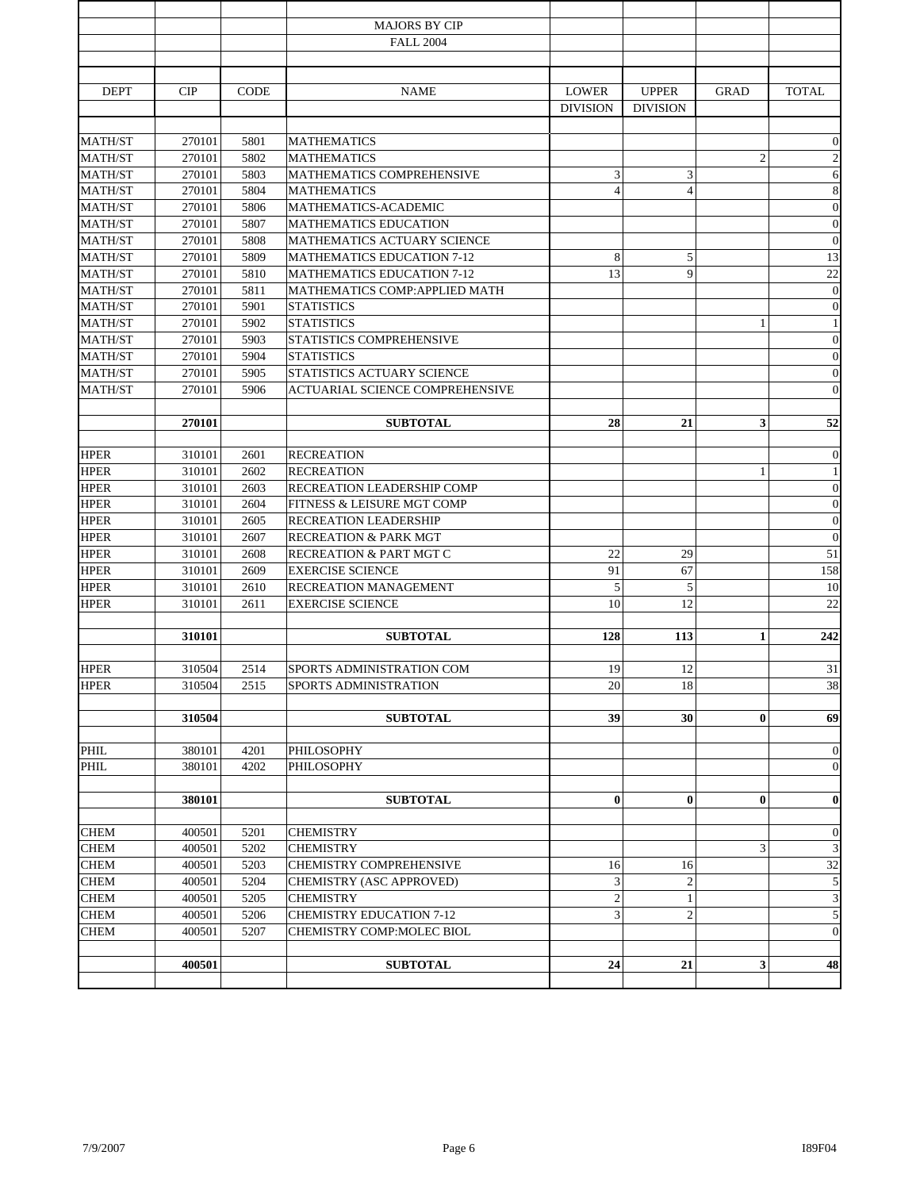MAJORS BY CIP

FALL 2004

| DEPT | CIP | CODE | NAME | LOWER DIVISION | UPPER DIVISION | GRAD | TOTAL |
|---|---|---|---|---|---|---|---|
| MATH/ST | 270101 | 5801 | MATHEMATICS | | | | 0 |
| MATH/ST | 270101 | 5802 | MATHEMATICS | | | 2 | 2 |
| MATH/ST | 270101 | 5803 | MATHEMATICS COMPREHENSIVE | 3 | 3 | | 6 |
| MATH/ST | 270101 | 5804 | MATHEMATICS | 4 | 4 | | 8 |
| MATH/ST | 270101 | 5806 | MATHEMATICS-ACADEMIC | | | | 0 |
| MATH/ST | 270101 | 5807 | MATHEMATICS EDUCATION | | | | 0 |
| MATH/ST | 270101 | 5808 | MATHEMATICS ACTUARY SCIENCE | | | | 0 |
| MATH/ST | 270101 | 5809 | MATHEMATICS EDUCATION 7-12 | 8 | 5 | | 13 |
| MATH/ST | 270101 | 5810 | MATHEMATICS EDUCATION 7-12 | 13 | 9 | | 22 |
| MATH/ST | 270101 | 5811 | MATHEMATICS COMP:APPLIED MATH | | | | 0 |
| MATH/ST | 270101 | 5901 | STATISTICS | | | | 0 |
| MATH/ST | 270101 | 5902 | STATISTICS | | | 1 | 1 |
| MATH/ST | 270101 | 5903 | STATISTICS COMPREHENSIVE | | | | 0 |
| MATH/ST | 270101 | 5904 | STATISTICS | | | | 0 |
| MATH/ST | 270101 | 5905 | STATISTICS ACTUARY SCIENCE | | | | 0 |
| MATH/ST | 270101 | 5906 | ACTUARIAL SCIENCE COMPREHENSIVE | | | | 0 |
| | **270101** | | **SUBTOTAL** | **28** | **21** | **3** | **52** |
| HPER | 310101 | 2601 | RECREATION | | | | 0 |
| HPER | 310101 | 2602 | RECREATION | | | 1 | 1 |
| HPER | 310101 | 2603 | RECREATION LEADERSHIP COMP | | | | 0 |
| HPER | 310101 | 2604 | FITNESS & LEISURE MGT COMP | | | | 0 |
| HPER | 310101 | 2605 | RECREATION LEADERSHIP | | | | 0 |
| HPER | 310101 | 2607 | RECREATION & PARK MGT | | | | 0 |
| HPER | 310101 | 2608 | RECREATION & PART MGT C | 22 | 29 | | 51 |
| HPER | 310101 | 2609 | EXERCISE SCIENCE | 91 | 67 | | 158 |
| HPER | 310101 | 2610 | RECREATION MANAGEMENT | 5 | 5 | | 10 |
| HPER | 310101 | 2611 | EXERCISE SCIENCE | 10 | 12 | | 22 |
| | **310101** | | **SUBTOTAL** | **128** | **113** | **1** | **242** |
| HPER | 310504 | 2514 | SPORTS ADMINISTRATION COM | 19 | 12 | | 31 |
| HPER | 310504 | 2515 | SPORTS ADMINISTRATION | 20 | 18 | | 38 |
| | **310504** | | **SUBTOTAL** | **39** | **30** | **0** | **69** |
| PHIL | 380101 | 4201 | PHILOSOPHY | | | | 0 |
| PHIL | 380101 | 4202 | PHILOSOPHY | | | | 0 |
| | **380101** | | **SUBTOTAL** | **0** | **0** | **0** | **0** |
| CHEM | 400501 | 5201 | CHEMISTRY | | | | 0 |
| CHEM | 400501 | 5202 | CHEMISTRY | | | 3 | 3 |
| CHEM | 400501 | 5203 | CHEMISTRY COMPREHENSIVE | 16 | 16 | | 32 |
| CHEM | 400501 | 5204 | CHEMISTRY (ASC APPROVED) | 3 | 2 | | 5 |
| CHEM | 400501 | 5205 | CHEMISTRY | 2 | 1 | | 3 |
| CHEM | 400501 | 5206 | CHEMISTRY EDUCATION 7-12 | 3 | 2 | | 5 |
| CHEM | 400501 | 5207 | CHEMISTRY COMP:MOLEC BIOL | | | | 0 |
| | **400501** | | **SUBTOTAL** | **24** | **21** | **3** | **48** |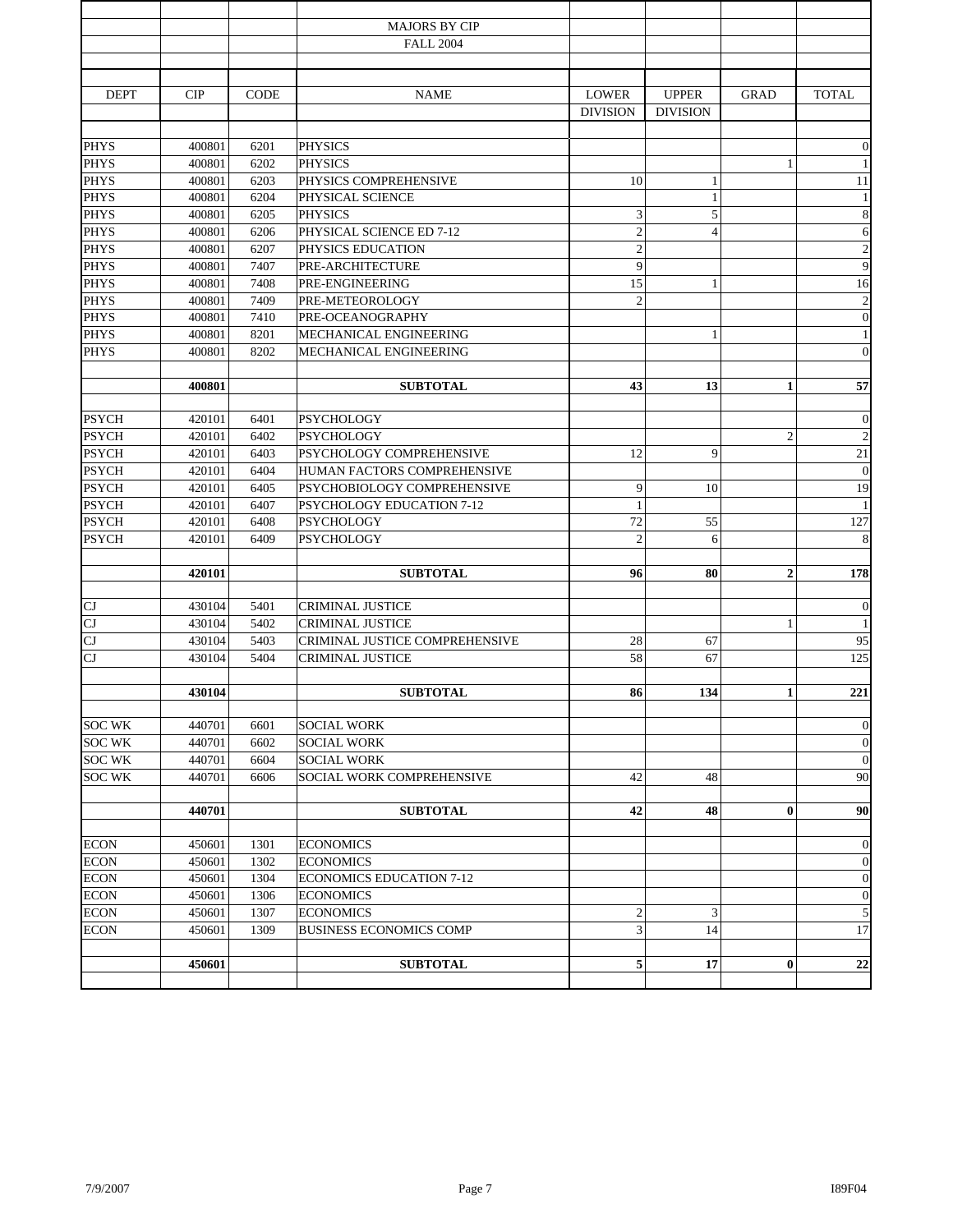MAJORS BY CIP

FALL 2004

| DEPT | CIP | CODE | NAME | LOWER DIVISION | UPPER DIVISION | GRAD | TOTAL |
|---|---|---|---|---|---|---|---|
| PHYS | 400801 | 6201 | PHYSICS | | | | 0 |
| PHYS | 400801 | 6202 | PHYSICS | | | 1 | 1 |
| PHYS | 400801 | 6203 | PHYSICS COMPREHENSIVE | 10 | 1 | | 11 |
| PHYS | 400801 | 6204 | PHYSICAL SCIENCE | | 1 | | 1 |
| PHYS | 400801 | 6205 | PHYSICS | 3 | 5 | | 8 |
| PHYS | 400801 | 6206 | PHYSICAL SCIENCE ED 7-12 | 2 | 4 | | 6 |
| PHYS | 400801 | 6207 | PHYSICS EDUCATION | 2 | | | 2 |
| PHYS | 400801 | 7407 | PRE-ARCHITECTURE | 9 | | | 9 |
| PHYS | 400801 | 7408 | PRE-ENGINEERING | 15 | 1 | | 16 |
| PHYS | 400801 | 7409 | PRE-METEOROLOGY | 2 | | | 2 |
| PHYS | 400801 | 7410 | PRE-OCEANOGRAPHY | | | | 0 |
| PHYS | 400801 | 8201 | MECHANICAL ENGINEERING | | 1 | | 1 |
| PHYS | 400801 | 8202 | MECHANICAL ENGINEERING | | | | 0 |
| | **400801** | | **SUBTOTAL** | **43** | **13** | **1** | **57** |
| PSYCH | 420101 | 6401 | PSYCHOLOGY | | | | 0 |
| PSYCH | 420101 | 6402 | PSYCHOLOGY | | | 2 | 2 |
| PSYCH | 420101 | 6403 | PSYCHOLOGY COMPREHENSIVE | 12 | 9 | | 21 |
| PSYCH | 420101 | 6404 | HUMAN FACTORS COMPREHENSIVE | | | | 0 |
| PSYCH | 420101 | 6405 | PSYCHOBIOLOGY COMPREHENSIVE | 9 | 10 | | 19 |
| PSYCH | 420101 | 6407 | PSYCHOLOGY EDUCATION 7-12 | 1 | | | 1 |
| PSYCH | 420101 | 6408 | PSYCHOLOGY | 72 | 55 | | 127 |
| PSYCH | 420101 | 6409 | PSYCHOLOGY | 2 | 6 | | 8 |
| | **420101** | | **SUBTOTAL** | **96** | **80** | **2** | **178** |
| CJ | 430104 | 5401 | CRIMINAL JUSTICE | | | | 0 |
| CJ | 430104 | 5402 | CRIMINAL JUSTICE | | | 1 | 1 |
| CJ | 430104 | 5403 | CRIMINAL JUSTICE COMPREHENSIVE | 28 | 67 | | 95 |
| CJ | 430104 | 5404 | CRIMINAL JUSTICE | 58 | 67 | | 125 |
| | **430104** | | **SUBTOTAL** | **86** | **134** | **1** | **221** |
| SOC WK | 440701 | 6601 | SOCIAL WORK | | | | 0 |
| SOC WK | 440701 | 6602 | SOCIAL WORK | | | | 0 |
| SOC WK | 440701 | 6604 | SOCIAL WORK | | | | 0 |
| SOC WK | 440701 | 6606 | SOCIAL WORK COMPREHENSIVE | 42 | 48 | | 90 |
| | **440701** | | **SUBTOTAL** | **42** | **48** | **0** | **90** |
| ECON | 450601 | 1301 | ECONOMICS | | | | 0 |
| ECON | 450601 | 1302 | ECONOMICS | | | | 0 |
| ECON | 450601 | 1304 | ECONOMICS EDUCATION 7-12 | | | | 0 |
| ECON | 450601 | 1306 | ECONOMICS | | | | 0 |
| ECON | 450601 | 1307 | ECONOMICS | 2 | 3 | | 5 |
| ECON | 450601 | 1309 | BUSINESS ECONOMICS COMP | 3 | 14 | | 17 |
| | **450601** | | **SUBTOTAL** | **5** | **17** | **0** | **22** |

7/9/2007 I89F04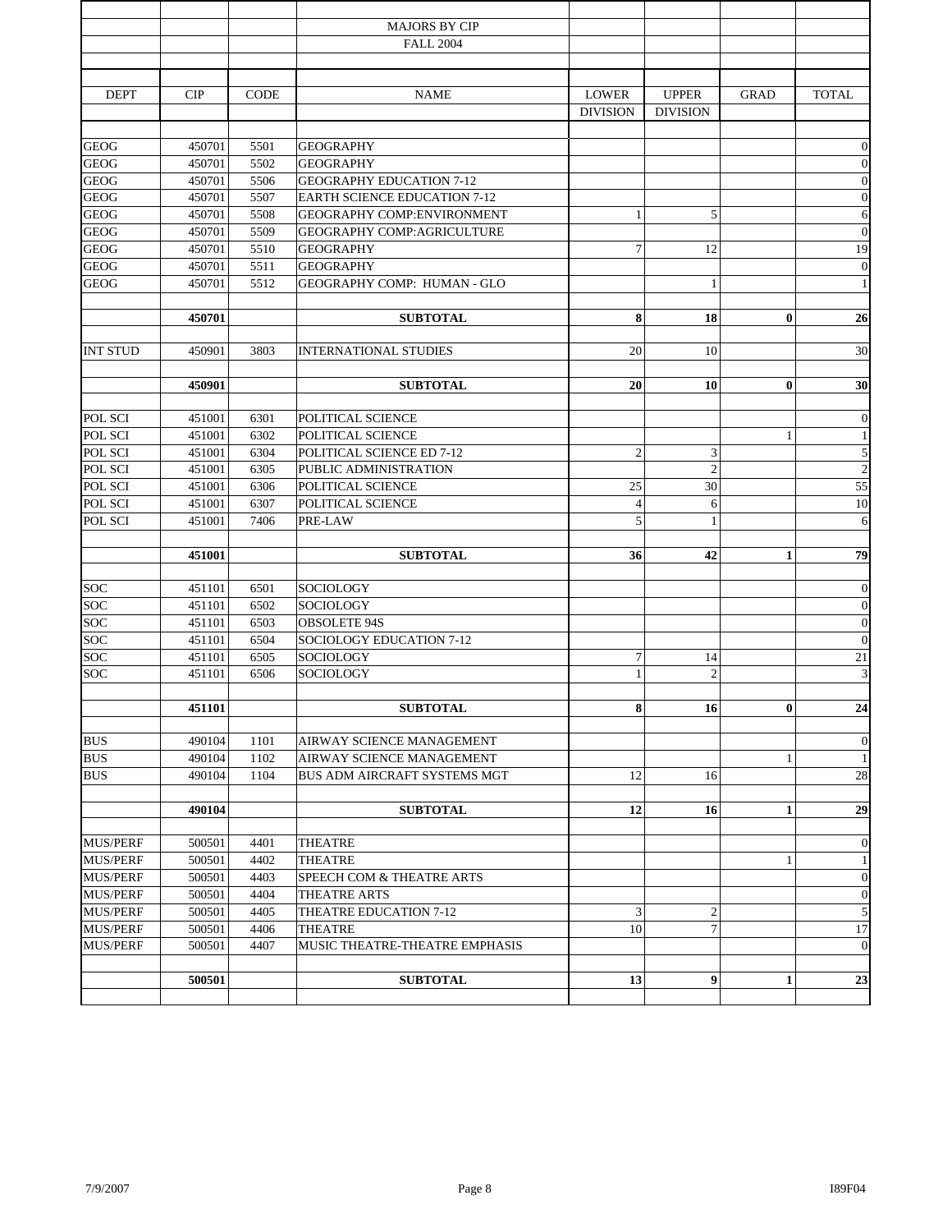MAJORS BY CIP

FALL 2004

| DEPT | CIP | CODE | NAME | LOWER DIVISION | UPPER DIVISION | GRAD | TOTAL |
|---|---|---|---|---|---|---|---|
| GEOG | 450701 | 5501 | GEOGRAPHY | | | | 0 |
| GEOG | 450701 | 5502 | GEOGRAPHY | | | | 0 |
| GEOG | 450701 | 5506 | GEOGRAPHY EDUCATION 7-12 | | | | 0 |
| GEOG | 450701 | 5507 | EARTH SCIENCE EDUCATION 7-12 | | | | 0 |
| GEOG | 450701 | 5508 | GEOGRAPHY COMP:ENVIRONMENT | 1 | 5 | | 6 |
| GEOG | 450701 | 5509 | GEOGRAPHY COMP:AGRICULTURE | | | | 0 |
| GEOG | 450701 | 5510 | GEOGRAPHY | 7 | 12 | | 19 |
| GEOG | 450701 | 5511 | GEOGRAPHY | | | | 0 |
| GEOG | 450701 | 5512 | GEOGRAPHY COMP: HUMAN - GLO | | 1 | | 1 |
| | **450701** | | **SUBTOTAL** | **8** | **18** | **0** | **26** |
| INT STUD | 450901 | 3803 | INTERNATIONAL STUDIES | 20 | 10 | | 30 |
| | **450901** | | **SUBTOTAL** | **20** | **10** | **0** | **30** |
| POL SCI | 451001 | 6301 | POLITICAL SCIENCE | | | | 0 |
| POL SCI | 451001 | 6302 | POLITICAL SCIENCE | | | 1 | 1 |
| POL SCI | 451001 | 6304 | POLITICAL SCIENCE ED 7-12 | 2 | 3 | | 5 |
| POL SCI | 451001 | 6305 | PUBLIC ADMINISTRATION | | 2 | | 2 |
| POL SCI | 451001 | 6306 | POLITICAL SCIENCE | 25 | 30 | | 55 |
| POL SCI | 451001 | 6307 | POLITICAL SCIENCE | 4 | 6 | | 10 |
| POL SCI | 451001 | 7406 | PRE-LAW | 5 | 1 | | 6 |
| | **451001** | | **SUBTOTAL** | **36** | **42** | **1** | **79** |
| SOC | 451101 | 6501 | SOCIOLOGY | | | | 0 |
| SOC | 451101 | 6502 | SOCIOLOGY | | | | 0 |
| SOC | 451101 | 6503 | OBSOLETE 94S | | | | 0 |
| SOC | 451101 | 6504 | SOCIOLOGY EDUCATION 7-12 | | | | 0 |
| SOC | 451101 | 6505 | SOCIOLOGY | 7 | 14 | | 21 |
| SOC | 451101 | 6506 | SOCIOLOGY | 1 | 2 | | 3 |
| | **451101** | | **SUBTOTAL** | **8** | **16** | **0** | **24** |
| BUS | 490104 | 1101 | AIRWAY SCIENCE MANAGEMENT | | | | 0 |
| BUS | 490104 | 1102 | AIRWAY SCIENCE MANAGEMENT | | | 1 | 1 |
| BUS | 490104 | 1104 | BUS ADM AIRCRAFT SYSTEMS MGT | 12 | 16 | | 28 |
| | **490104** | | **SUBTOTAL** | **12** | **16** | **1** | **29** |
| MUS/PERF | 500501 | 4401 | THEATRE | | | | 0 |
| MUS/PERF | 500501 | 4402 | THEATRE | | | 1 | 1 |
| MUS/PERF | 500501 | 4403 | SPEECH COM & THEATRE ARTS | | | | 0 |
| MUS/PERF | 500501 | 4404 | THEATRE ARTS | | | | 0 |
| MUS/PERF | 500501 | 4405 | THEATRE EDUCATION 7-12 | 3 | 2 | | 5 |
| MUS/PERF | 500501 | 4406 | THEATRE | 10 | 7 | | 17 |
| MUS/PERF | 500501 | 4407 | MUSIC THEATRE-THEATRE EMPHASIS | | | | 0 |
| | **500501** | | **SUBTOTAL** | **13** | **9** | **1** | **23** |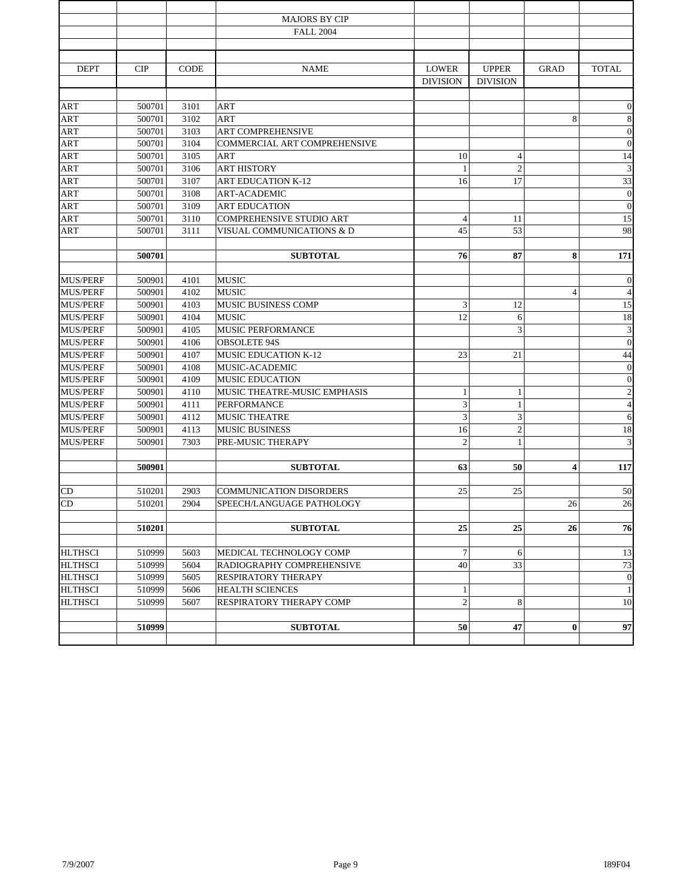MAJORS BY CIP

FALL 2004

| DEPT | CIP | CODE | NAME | LOWER DIVISION | UPPER DIVISION | GRAD | TOTAL |
|---|---|---|---|---|---|---|---|
| ART | 500701 | 3101 | ART | | | | 0 |
| ART | 500701 | 3102 | ART | | | 8 | 8 |
| ART | 500701 | 3103 | ART COMPREHENSIVE | | | | 0 |
| ART | 500701 | 3104 | COMMERCIAL ART COMPREHENSIVE | | | | 0 |
| ART | 500701 | 3105 | ART | 10 | 4 | | 14 |
| ART | 500701 | 3106 | ART HISTORY | 1 | 2 | | 3 |
| ART | 500701 | 3107 | ART EDUCATION K-12 | 16 | 17 | | 33 |
| ART | 500701 | 3108 | ART-ACADEMIC | | | | 0 |
| ART | 500701 | 3109 | ART EDUCATION | | | | 0 |
| ART | 500701 | 3110 | COMPREHENSIVE STUDIO ART | 4 | 11 | | 15 |
| ART | 500701 | 3111 | VISUAL COMMUNICATIONS & D | 45 | 53 | | 98 |
| | **500701** | | **SUBTOTAL** | **76** | **87** | **8** | **171** |
| MUS/PERF | 500901 | 4101 | MUSIC | | | | 0 |
| MUS/PERF | 500901 | 4102 | MUSIC | | | 4 | 4 |
| MUS/PERF | 500901 | 4103 | MUSIC BUSINESS COMP | 3 | 12 | | 15 |
| MUS/PERF | 500901 | 4104 | MUSIC | 12 | 6 | | 18 |
| MUS/PERF | 500901 | 4105 | MUSIC PERFORMANCE | | 3 | | 3 |
| MUS/PERF | 500901 | 4106 | OBSOLETE 94S | | | | 0 |
| MUS/PERF | 500901 | 4107 | MUSIC EDUCATION K-12 | 23 | 21 | | 44 |
| MUS/PERF | 500901 | 4108 | MUSIC-ACADEMIC | | | | 0 |
| MUS/PERF | 500901 | 4109 | MUSIC EDUCATION | | | | 0 |
| MUS/PERF | 500901 | 4110 | MUSIC THEATRE-MUSIC EMPHASIS | 1 | 1 | | 2 |
| MUS/PERF | 500901 | 4111 | PERFORMANCE | 3 | 1 | | 4 |
| MUS/PERF | 500901 | 4112 | MUSIC THEATRE | 3 | 3 | | 6 |
| MUS/PERF | 500901 | 4113 | MUSIC BUSINESS | 16 | 2 | | 18 |
| MUS/PERF | 500901 | 7303 | PRE-MUSIC THERAPY | 2 | 1 | | 3 |
| | **500901** | | **SUBTOTAL** | **63** | **50** | **4** | **117** |
| CD | 510201 | 2903 | COMMUNICATION DISORDERS | 25 | 25 | | 50 |
| CD | 510201 | 2904 | SPEECH/LANGUAGE PATHOLOGY | | | 26 | 26 |
| | **510201** | | **SUBTOTAL** | **25** | **25** | **26** | **76** |
| HLTHSCI | 510999 | 5603 | MEDICAL TECHNOLOGY COMP | 7 | 6 | | 13 |
| HLTHSCI | 510999 | 5604 | RADIOGRAPHY COMPREHENSIVE | 40 | 33 | | 73 |
| HLTHSCI | 510999 | 5605 | RESPIRATORY THERAPY | | | | 0 |
| HLTHSCI | 510999 | 5606 | HEALTH SCIENCES | 1 | | | 1 |
| HLTHSCI | 510999 | 5607 | RESPIRATORY THERAPY COMP | 2 | 8 | | 10 |
| | **510999** | | **SUBTOTAL** | **50** | **47** | **0** | **97** |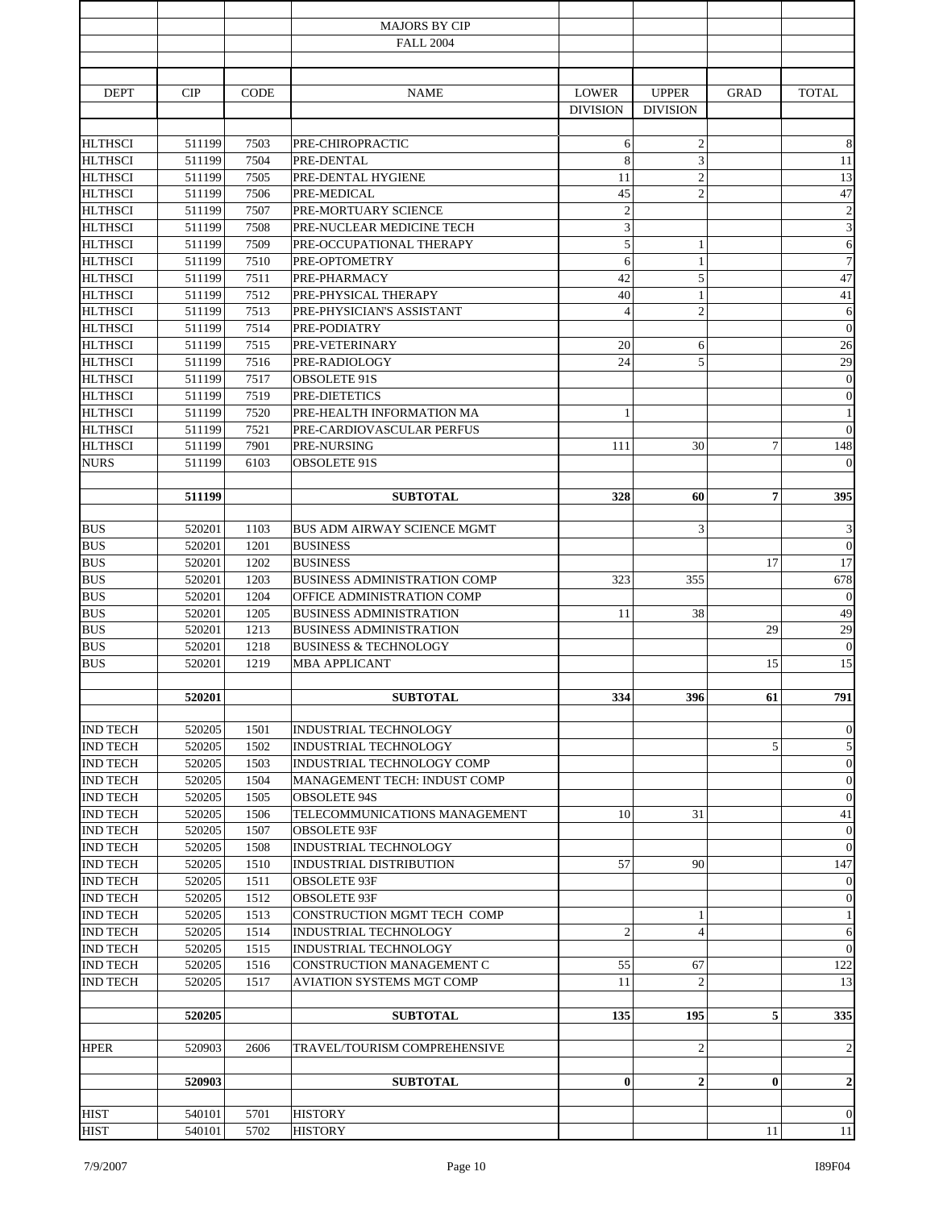MAJORS BY CIP

FALL 2004

| DEPT | CIP | CODE | NAME | LOWER DIVISION | UPPER DIVISION | GRAD | TOTAL |
|---|---|---|---|---|---|---|---|
| HLTHSCI | 511199 | 7503 | PRE-CHIROPRACTIC | 6 | 2 | | 8 |
| HLTHSCI | 511199 | 7504 | PRE-DENTAL | 8 | 3 | | 11 |
| HLTHSCI | 511199 | 7505 | PRE-DENTAL HYGIENE | 11 | 2 | | 13 |
| HLTHSCI | 511199 | 7506 | PRE-MEDICAL | 45 | 2 | | 47 |
| HLTHSCI | 511199 | 7507 | PRE-MORTUARY SCIENCE | 2 | | | 2 |
| HLTHSCI | 511199 | 7508 | PRE-NUCLEAR MEDICINE TECH | 3 | | | 3 |
| HLTHSCI | 511199 | 7509 | PRE-OCCUPATIONAL THERAPY | 5 | 1 | | 6 |
| HLTHSCI | 511199 | 7510 | PRE-OPTOMETRY | 6 | 1 | | 7 |
| HLTHSCI | 511199 | 7511 | PRE-PHARMACY | 42 | 5 | | 47 |
| HLTHSCI | 511199 | 7512 | PRE-PHYSICAL THERAPY | 40 | 1 | | 41 |
| HLTHSCI | 511199 | 7513 | PRE-PHYSICIAN'S ASSISTANT | 4 | 2 | | 6 |
| HLTHSCI | 511199 | 7514 | PRE-PODIATRY | | | | 0 |
| HLTHSCI | 511199 | 7515 | PRE-VETERINARY | 20 | 6 | | 26 |
| HLTHSCI | 511199 | 7516 | PRE-RADIOLOGY | 24 | 5 | | 29 |
| HLTHSCI | 511199 | 7517 | OBSOLETE 91S | | | | 0 |
| HLTHSCI | 511199 | 7519 | PRE-DIETETICS | | | | 0 |
| HLTHSCI | 511199 | 7520 | PRE-HEALTH INFORMATION MA | 1 | | | 1 |
| HLTHSCI | 511199 | 7521 | PRE-CARDIOVASCULAR PERFUS | | | | 0 |
| HLTHSCI | 511199 | 7901 | PRE-NURSING | 111 | 30 | 7 | 148 |
| NURS | 511199 | 6103 | OBSOLETE 91S | | | | 0 |
| | **511199** | | **SUBTOTAL** | **328** | **60** | **7** | **395** |
| BUS | 520201 | 1103 | BUS ADM AIRWAY SCIENCE MGMT | | 3 | | 3 |
| BUS | 520201 | 1201 | BUSINESS | | | | 0 |
| BUS | 520201 | 1202 | BUSINESS | | | 17 | 17 |
| BUS | 520201 | 1203 | BUSINESS ADMINISTRATION COMP | 323 | 355 | | 678 |
| BUS | 520201 | 1204 | OFFICE ADMINISTRATION COMP | | | | 0 |
| BUS | 520201 | 1205 | BUSINESS ADMINISTRATION | 11 | 38 | | 49 |
| BUS | 520201 | 1213 | BUSINESS ADMINISTRATION | | | 29 | 29 |
| BUS | 520201 | 1218 | BUSINESS & TECHNOLOGY | | | | 0 |
| BUS | 520201 | 1219 | MBA APPLICANT | | | 15 | 15 |
| | **520201** | | **SUBTOTAL** | **334** | **396** | **61** | **791** |
| IND TECH | 520205 | 1501 | INDUSTRIAL TECHNOLOGY | | | | 0 |
| IND TECH | 520205 | 1502 | INDUSTRIAL TECHNOLOGY | | | 5 | 5 |
| IND TECH | 520205 | 1503 | INDUSTRIAL TECHNOLOGY COMP | | | | 0 |
| IND TECH | 520205 | 1504 | MANAGEMENT TECH: INDUST COMP | | | | 0 |
| IND TECH | 520205 | 1505 | OBSOLETE 94S | | | | 0 |
| IND TECH | 520205 | 1506 | TELECOMMUNICATIONS MANAGEMENT | 10 | 31 | | 41 |
| IND TECH | 520205 | 1507 | OBSOLETE 93F | | | | 0 |
| IND TECH | 520205 | 1508 | INDUSTRIAL TECHNOLOGY | | | | 0 |
| IND TECH | 520205 | 1510 | INDUSTRIAL DISTRIBUTION | 57 | 90 | | 147 |
| IND TECH | 520205 | 1511 | OBSOLETE 93F | | | | 0 |
| IND TECH | 520205 | 1512 | OBSOLETE 93F | | | | 0 |
| IND TECH | 520205 | 1513 | CONSTRUCTION MGMT TECH COMP | | 1 | | 1 |
| IND TECH | 520205 | 1514 | INDUSTRIAL TECHNOLOGY | 2 | 4 | | 6 |
| IND TECH | 520205 | 1515 | INDUSTRIAL TECHNOLOGY | | | | 0 |
| IND TECH | 520205 | 1516 | CONSTRUCTION MANAGEMENT C | 55 | 67 | | 122 |
| IND TECH | 520205 | 1517 | AVIATION SYSTEMS MGT COMP | 11 | 2 | | 13 |
| | **520205** | | **SUBTOTAL** | **135** | **195** | **5** | **335** |
| HPER | 520903 | 2606 | TRAVEL/TOURISM COMPREHENSIVE | | 2 | | 2 |
| | **520903** | | **SUBTOTAL** | **0** | **2** | **0** | **2** |
| HIST | 540101 | 5701 | HISTORY | | | | 0 |
| HIST | 540101 | 5702 | HISTORY | | | 11 | 11 |

7/9/2007 I89F04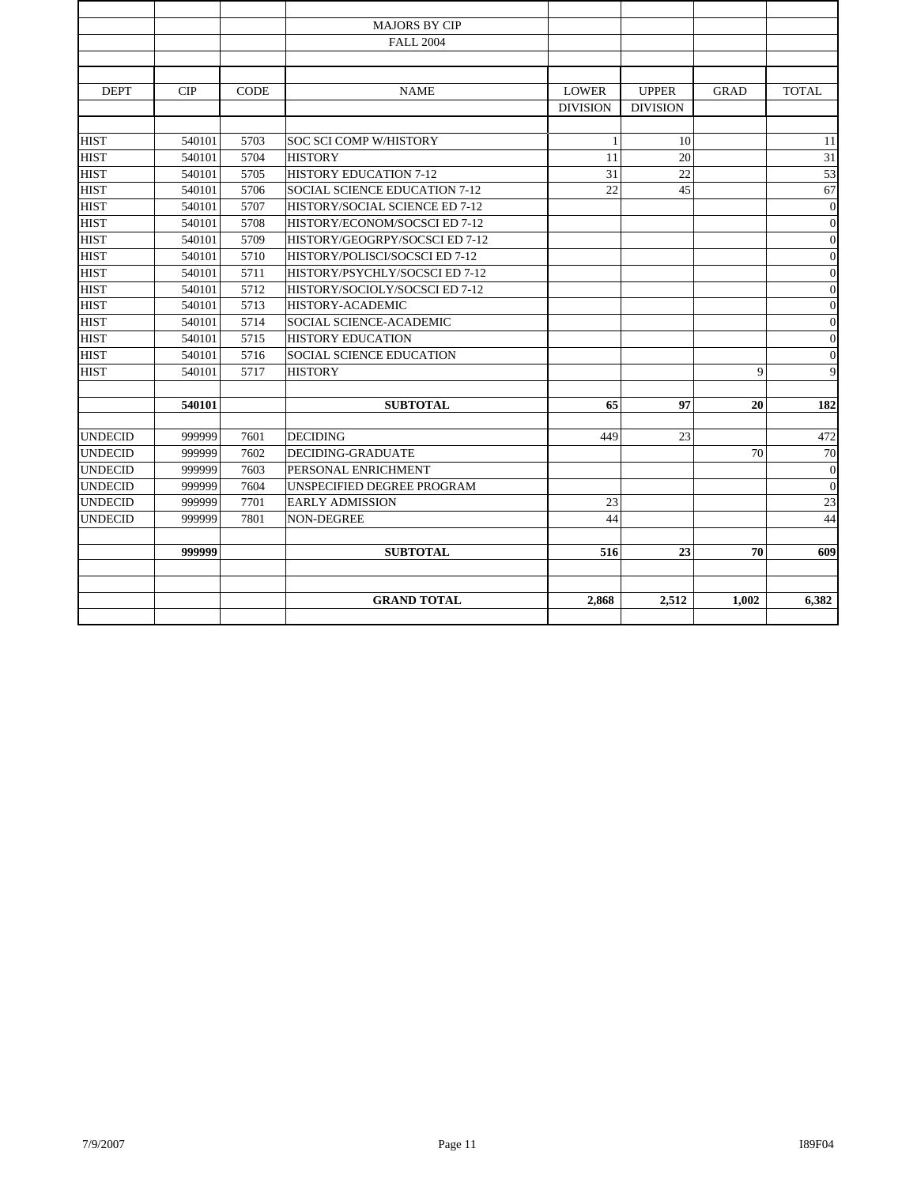MAJORS BY CIP

FALL 2004

| DEPT | CIP | CODE | NAME | LOWER DIVISION | UPPER DIVISION | GRAD | TOTAL |
|---|---|---|---|---|---|---|---|
| HIST | 540101 | 5703 | SOC SCI COMP W/HISTORY | 1 | 10 | | 11 |
| HIST | 540101 | 5704 | HISTORY | 11 | 20 | | 31 |
| HIST | 540101 | 5705 | HISTORY EDUCATION 7-12 | 31 | 22 | | 53 |
| HIST | 540101 | 5706 | SOCIAL SCIENCE EDUCATION 7-12 | 22 | 45 | | 67 |
| HIST | 540101 | 5707 | HISTORY/SOCIAL SCIENCE ED 7-12 | | | | 0 |
| HIST | 540101 | 5708 | HISTORY/ECONOM/SOCSCI ED 7-12 | | | | 0 |
| HIST | 540101 | 5709 | HISTORY/GEOGRPY/SOCSCI ED 7-12 | | | | 0 |
| HIST | 540101 | 5710 | HISTORY/POLISCI/SOCSCI ED 7-12 | | | | 0 |
| HIST | 540101 | 5711 | HISTORY/PSYCHLY/SOCSCI ED 7-12 | | | | 0 |
| HIST | 540101 | 5712 | HISTORY/SOCIOLY/SOCSCI ED 7-12 | | | | 0 |
| HIST | 540101 | 5713 | HISTORY-ACADEMIC | | | | 0 |
| HIST | 540101 | 5714 | SOCIAL SCIENCE-ACADEMIC | | | | 0 |
| HIST | 540101 | 5715 | HISTORY EDUCATION | | | | 0 |
| HIST | 540101 | 5716 | SOCIAL SCIENCE EDUCATION | | | | 0 |
| HIST | 540101 | 5717 | HISTORY | | | 9 | 9 |
| | **540101** | | **SUBTOTAL** | **65** | **97** | **20** | **182** |
| UNDECID | 999999 | 7601 | DECIDING | 449 | 23 | | 472 |
| UNDECID | 999999 | 7602 | DECIDING-GRADUATE | | | 70 | 70 |
| UNDECID | 999999 | 7603 | PERSONAL ENRICHMENT | | | | 0 |
| UNDECID | 999999 | 7604 | UNSPECIFIED DEGREE PROGRAM | | | | 0 |
| UNDECID | 999999 | 7701 | EARLY ADMISSION | 23 | | | 23 |
| UNDECID | 999999 | 7801 | NON-DEGREE | 44 | | | 44 |
| | **999999** | | **SUBTOTAL** | **516** | **23** | **70** | **609** |
| | | | **GRAND TOTAL** | **2,868** | **2,512** | **1,002** | **6,382** |

7/9/2007 I89F04